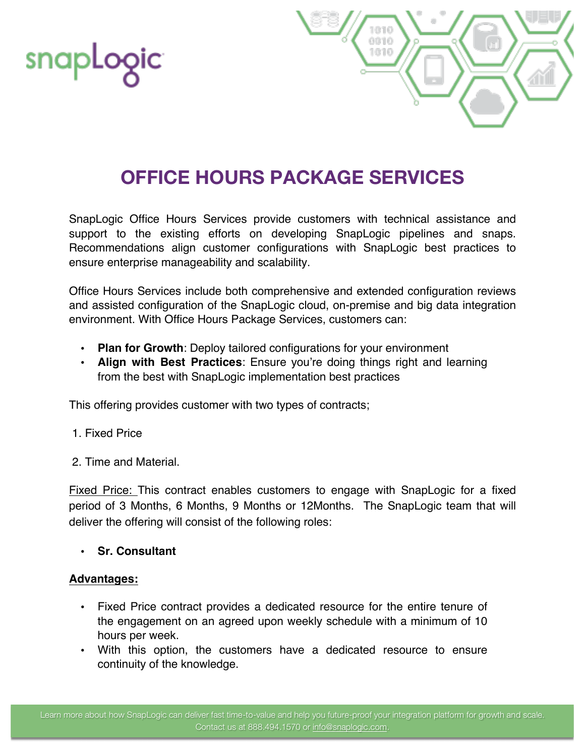# OFFICE HOURS PACKAGE SERVICES

SnapLogic Office Hours Services provide customers with technical assistance and support to the existing efforts on developing SnapLogic pipelines and snaps. Recommendations align customer configurations with SnapLogic best practices to ensure enterprise manageability and scalability.

Office Hours Services include both comprehensive and extended configuration reviews and assisted configuration of the SnapLogic cloud, on-premise and big data integration environment. With Office Hours Package Services, customers can:

- **Plan for Growth**: Deploy tailored configurations for your environment
- **Align with Best Practices**: Ensure you're doing things right and learning from the best with SnapLogic implementation best practices

This offering provides customer with two types of contracts;

1. Fixed Price

2. Time and Material.

Fixed Price: This contract enables customers to engage with SnapLogic for a fixed period of 3 Months, 6 Months, 9 Months or 12Months. The SnapLogic team that will deliver the offering will consist of the following roles:

- **Sr. Consultant**

**Advantages:**

- Fixed Price contract provides a dedicated resource for the entire tenure of the engagement on an agreed upon weekly schedule with a minimum of 10 hours per week.
- With this option, the customers have a dedicated resource to ensure continuity of the knowledge.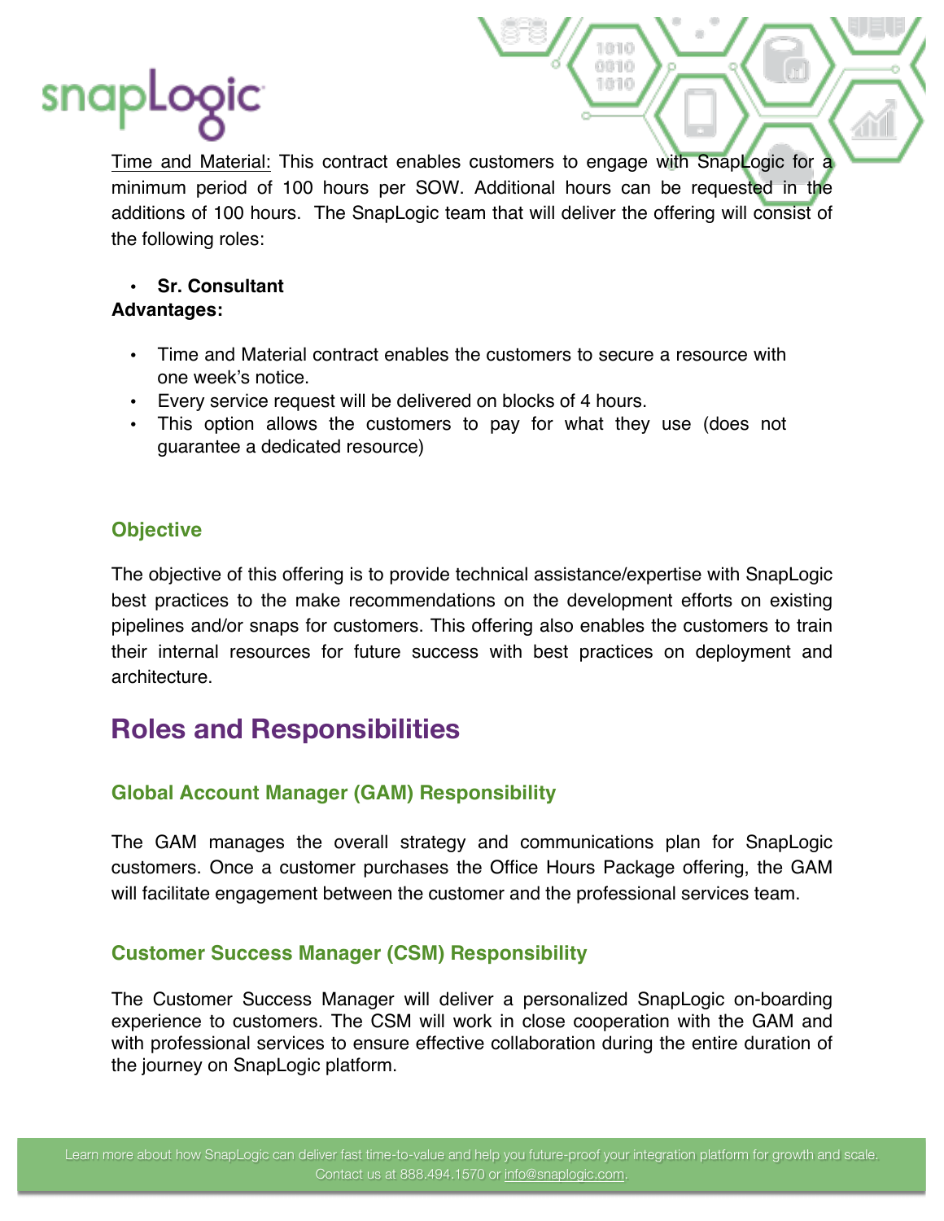Time and Material: This contract enables customers to engage with SnapLogic for a minimum period of 100 hours per SOW. Additional hours can be requested in the additions of 100 hours. The SnapLogic team that will deliver the offering will consist of the following roles:

- **Sr. Consultant**

**Advantages:**

- Time and Material contract enables the customers to secure a resource with one week's notice.
- Every service request will be delivered on blocks of 4 hours.
- This option allows the customers to pay for what they use (does not guarantee a dedicated resource)

### Objective

The objective of this offering is to provide technical assistance/expertise with SnapLogic best practices to the make recommendations on the development efforts on existing pipelines and/or snaps for customers. This offering also enables the customers to train their internal resources for future success with best practices on deployment and architecture.

## Roles and Responsibilities

### Global Account Manager (GAM) Responsibility

The GAM manages the overall strategy and communications plan for SnapLogic customers. Once a customer purchases the Office Hours Package offering, the GAM will facilitate engagement between the customer and the professional services team.

### Customer Success Manager (CSM) Responsibility

The Customer Success Manager will deliver a personalized SnapLogic on-boarding experience to customers. The CSM will work in close cooperation with the GAM and with professional services to ensure effective collaboration during the entire duration of the journey on SnapLogic platform.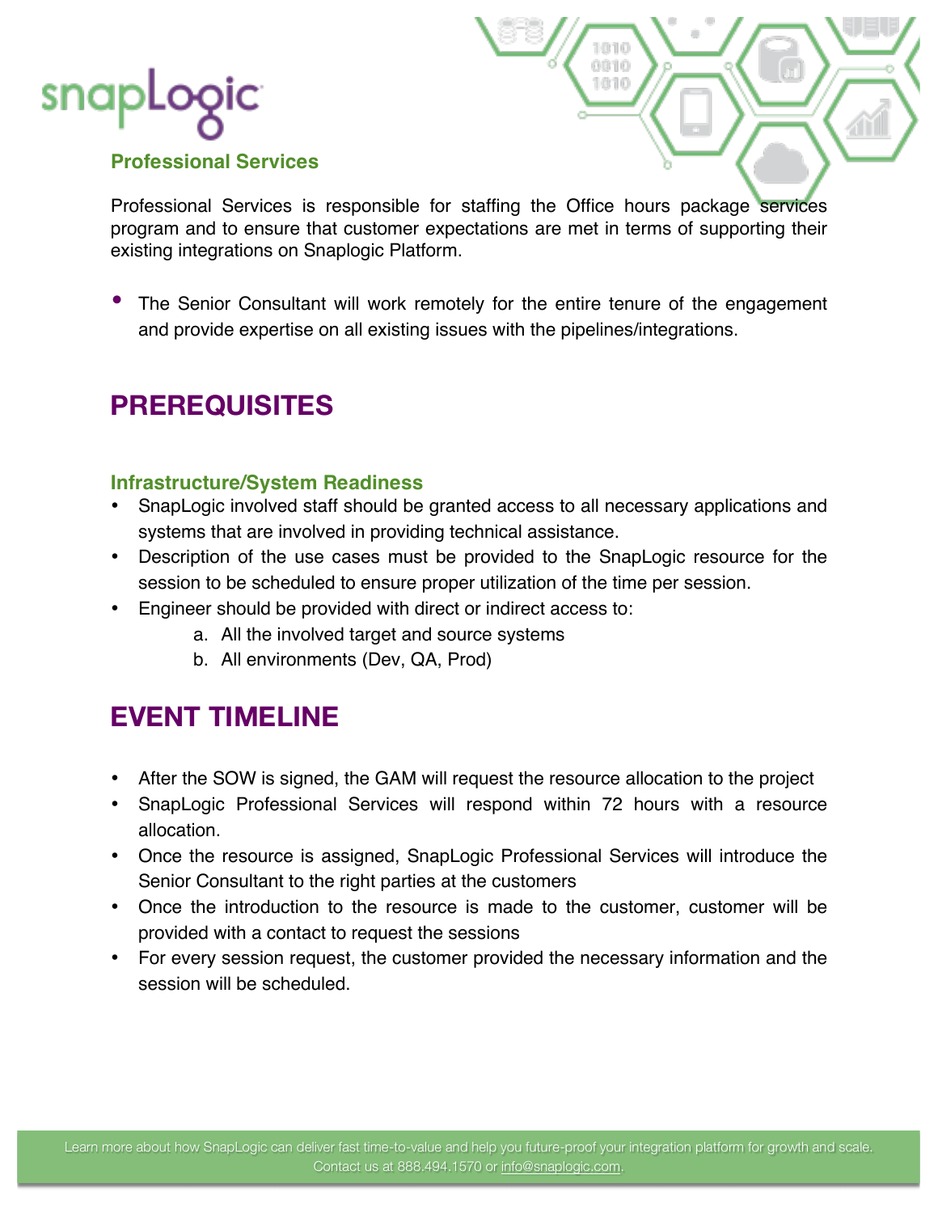### Professional Services

Professional Services is responsible for staffing the Office hours package services program and to ensure that customer expectations are met in terms of supporting their existing integrations on Snaplogic Platform.

- The Senior Consultant will work remotely for the entire tenure of the engagement and provide expertise on all existing issues with the pipelines/integrations.

## PREREQUISITES

### Infrastructure/System Readiness

- SnapLogic involved staff should be granted access to all necessary applications and systems that are involved in providing technical assistance.
- Description of the use cases must be provided to the SnapLogic resource for the session to be scheduled to ensure proper utilization of the time per session.
- Engineer should be provided with direct or indirect access to:
    a. All the involved target and source systems
    b. All environments (Dev, QA, Prod)

## EVENT TIMELINE

- After the SOW is signed, the GAM will request the resource allocation to the project
- SnapLogic Professional Services will respond within 72 hours with a resource allocation.
- Once the resource is assigned, SnapLogic Professional Services will introduce the Senior Consultant to the right parties at the customers
- Once the introduction to the resource is made to the customer, customer will be provided with a contact to request the sessions
- For every session request, the customer provided the necessary information and the session will be scheduled.

Learn more about how SnapLogic can deliver fast time-to-value and help you future-proof your integration platform for growth and scale. Contact us at 888.494.1570 or info@snaplogic.com.